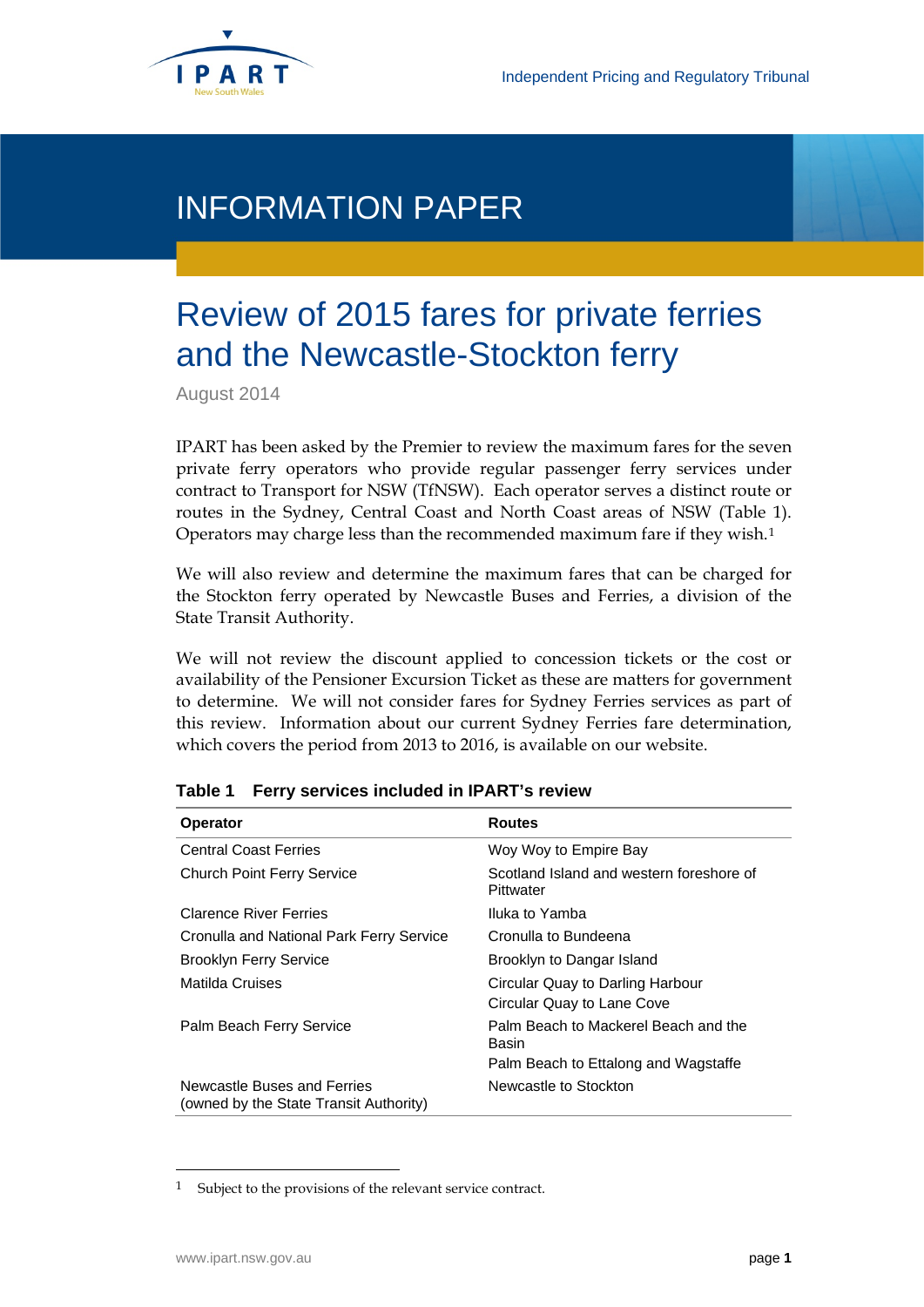Independent Pricing and Regulatory Tribunal

# INFORMATION PAPER

## Review of 2015 fares for private ferries and the Newcastle-Stockton ferry

August 2014

IPART has been asked by the Premier to review the maximum fares for the seven private ferry operators who provide regular passenger ferry services under contract to Transport for NSW (TfNSW). Each operator serves a distinct route or routes in the Sydney, Central Coast and North Coast areas of NSW (Table 1). Operators may charge less than the recommended maximum fare if they wish.[1]

We will also review and determine the maximum fares that can be charged for the Stockton ferry operated by Newcastle Buses and Ferries, a division of the State Transit Authority.

We will not review the discount applied to concession tickets or the cost or availability of the Pensioner Excursion Ticket as these are matters for government to determine. We will not consider fares for Sydney Ferries services as part of this review. Information about our current Sydney Ferries fare determination, which covers the period from 2013 to 2016, is available on our website.

**Table 1 Ferry services included in IPART's review**

| Operator | Routes |
|---|---|
| Central Coast Ferries | Woy Woy to Empire Bay |
| Church Point Ferry Service | Scotland Island and western foreshore of Pittwater |
| Clarence River Ferries | Iluka to Yamba |
| Cronulla and National Park Ferry Service | Cronulla to Bundeena |
| Brooklyn Ferry Service | Brooklyn to Dangar Island |
| Matilda Cruises | Circular Quay to Darling Harbour<br>Circular Quay to Lane Cove |
| Palm Beach Ferry Service | Palm Beach to Mackerel Beach and the Basin<br>Palm Beach to Ettalong and Wagstaffe |
| Newcastle Buses and Ferries (owned by the State Transit Authority) | Newcastle to Stockton |

[1] Subject to the provisions of the relevant service contract.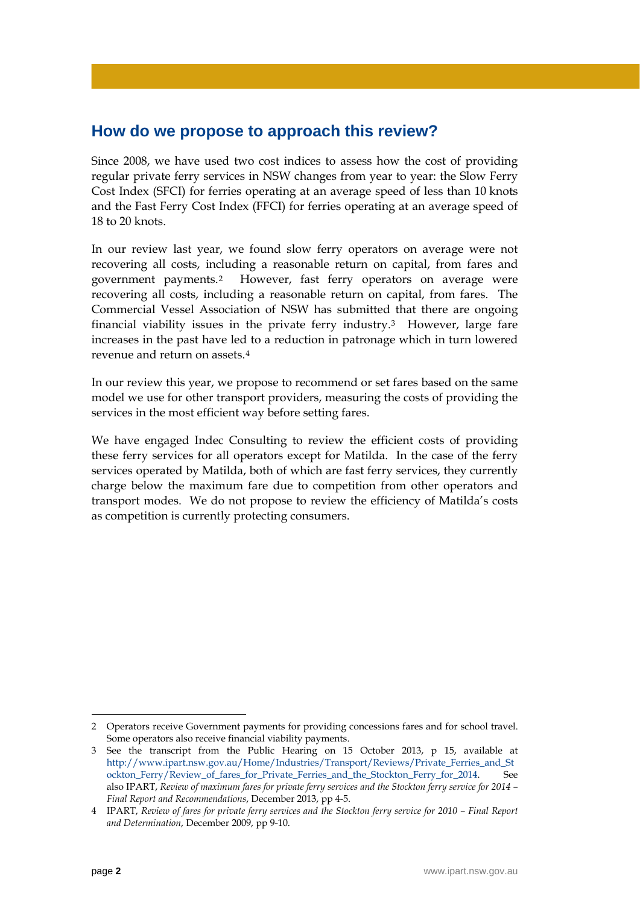## How do we propose to approach this review?

Since 2008, we have used two cost indices to assess how the cost of providing regular private ferry services in NSW changes from year to year: the Slow Ferry Cost Index (SFCI) for ferries operating at an average speed of less than 10 knots and the Fast Ferry Cost Index (FFCI) for ferries operating at an average speed of 18 to 20 knots.

In our review last year, we found slow ferry operators on average were not recovering all costs, including a reasonable return on capital, from fares and government payments.[2] However, fast ferry operators on average were recovering all costs, including a reasonable return on capital, from fares. The Commercial Vessel Association of NSW has submitted that there are ongoing financial viability issues in the private ferry industry.[3] However, large fare increases in the past have led to a reduction in patronage which in turn lowered revenue and return on assets.[4]

In our review this year, we propose to recommend or set fares based on the same model we use for other transport providers, measuring the costs of providing the services in the most efficient way before setting fares.

We have engaged Indec Consulting to review the efficient costs of providing these ferry services for all operators except for Matilda. In the case of the ferry services operated by Matilda, both of which are fast ferry services, they currently charge below the maximum fare due to competition from other operators and transport modes. We do not propose to review the efficiency of Matilda's costs as competition is currently protecting consumers.

---

2 Operators receive Government payments for providing concessions fares and for school travel. Some operators also receive financial viability payments.

3 See the transcript from the Public Hearing on 15 October 2013, p 15, available at http://www.ipart.nsw.gov.au/Home/Industries/Transport/Reviews/Private_Ferries_and_Stockton_Ferry/Review_of_fares_for_Private_Ferries_and_the_Stockton_Ferry_for_2014. See also IPART, *Review of maximum fares for private ferry services and the Stockton ferry service for 2014 – Final Report and Recommendations*, December 2013, pp 4-5.

4 IPART, *Review of fares for private ferry services and the Stockton ferry service for 2010 – Final Report and Determination*, December 2009, pp 9-10.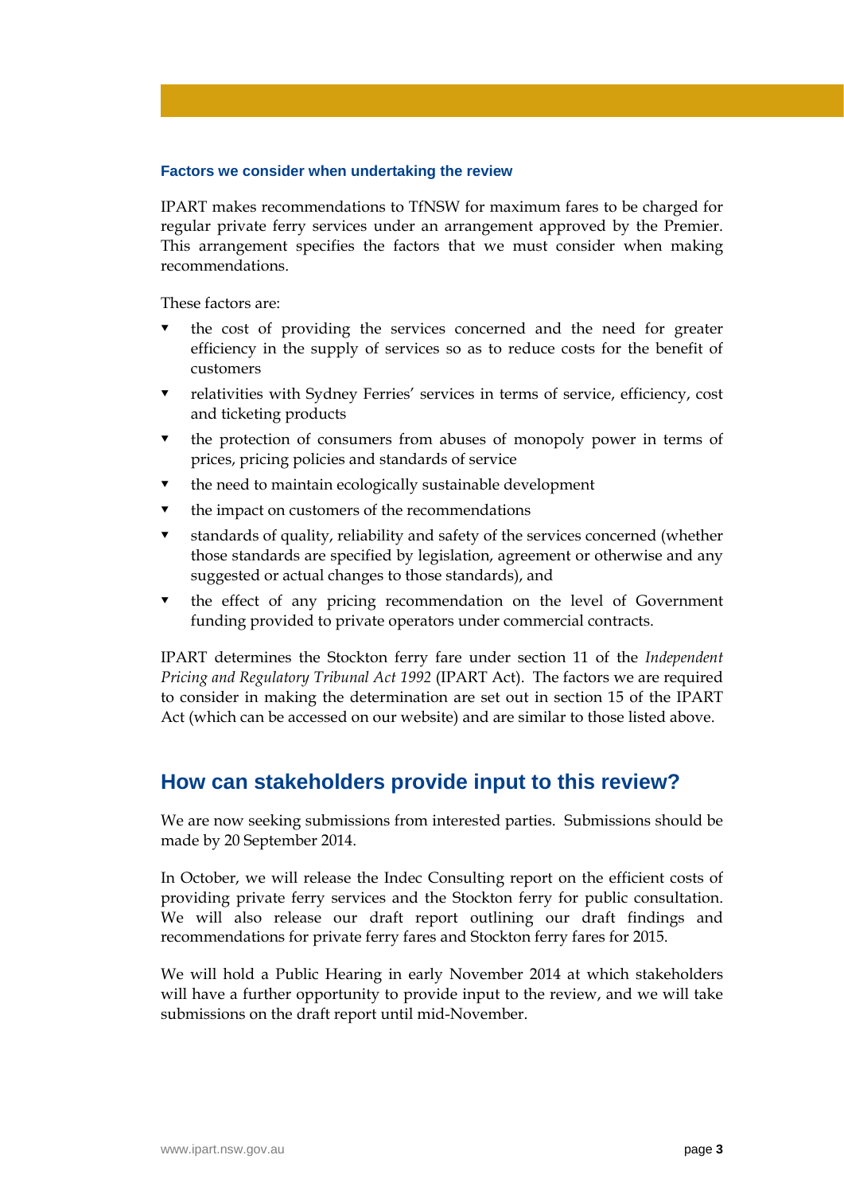### Factors we consider when undertaking the review

IPART makes recommendations to TfNSW for maximum fares to be charged for regular private ferry services under an arrangement approved by the Premier. This arrangement specifies the factors that we must consider when making recommendations.

These factors are:

- the cost of providing the services concerned and the need for greater efficiency in the supply of services so as to reduce costs for the benefit of customers
- relativities with Sydney Ferries' services in terms of service, efficiency, cost and ticketing products
- the protection of consumers from abuses of monopoly power in terms of prices, pricing policies and standards of service
- the need to maintain ecologically sustainable development
- the impact on customers of the recommendations
- standards of quality, reliability and safety of the services concerned (whether those standards are specified by legislation, agreement or otherwise and any suggested or actual changes to those standards), and
- the effect of any pricing recommendation on the level of Government funding provided to private operators under commercial contracts.

IPART determines the Stockton ferry fare under section 11 of the *Independent Pricing and Regulatory Tribunal Act 1992* (IPART Act). The factors we are required to consider in making the determination are set out in section 15 of the IPART Act (which can be accessed on our website) and are similar to those listed above.

## How can stakeholders provide input to this review?

We are now seeking submissions from interested parties. Submissions should be made by 20 September 2014.

In October, we will release the Indec Consulting report on the efficient costs of providing private ferry services and the Stockton ferry for public consultation. We will also release our draft report outlining our draft findings and recommendations for private ferry fares and Stockton ferry fares for 2015.

We will hold a Public Hearing in early November 2014 at which stakeholders will have a further opportunity to provide input to the review, and we will take submissions on the draft report until mid-November.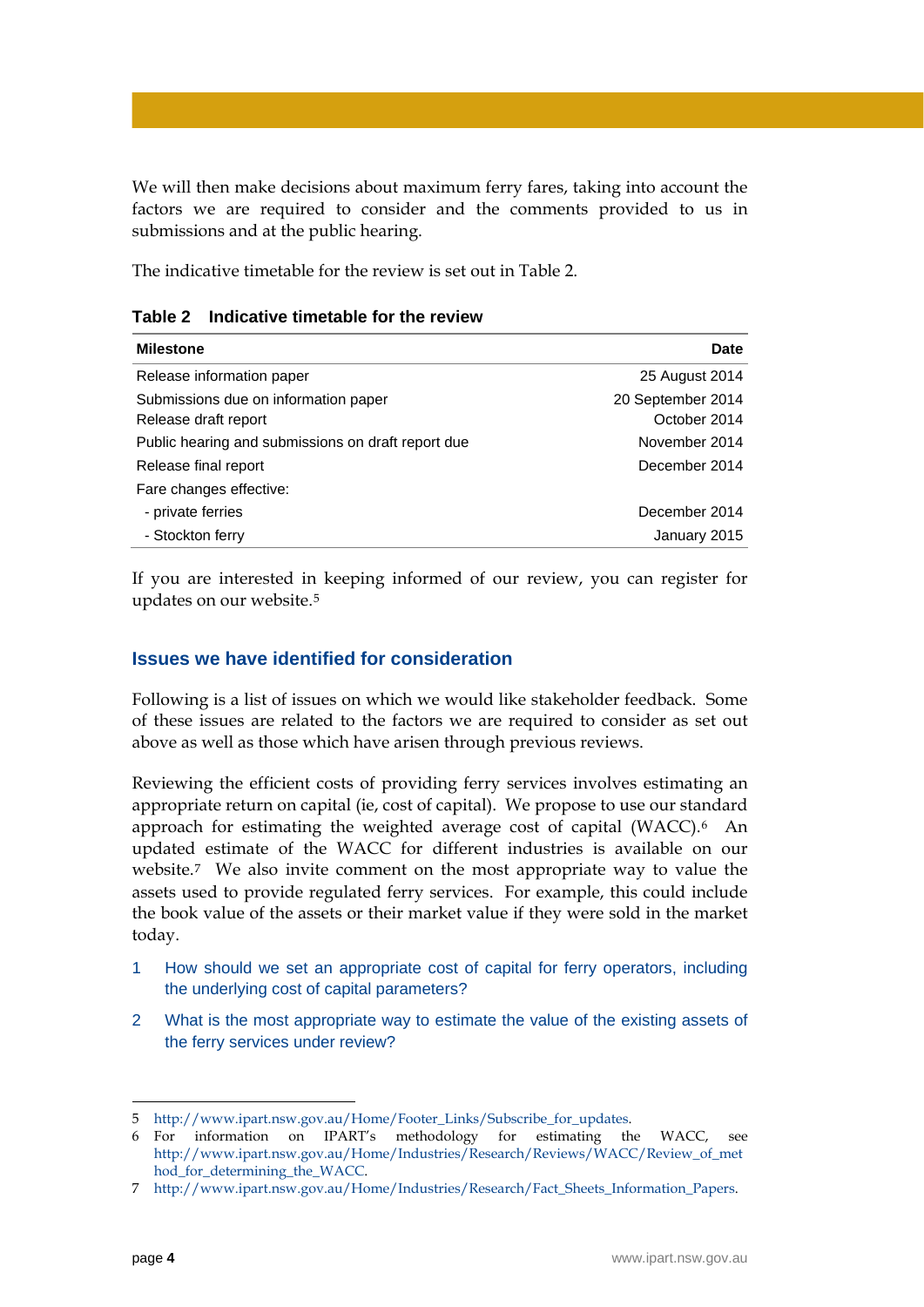We will then make decisions about maximum ferry fares, taking into account the factors we are required to consider and the comments provided to us in submissions and at the public hearing.

The indicative timetable for the review is set out in Table 2.

**Table 2 Indicative timetable for the review**

| Milestone | Date |
|---|---|
| Release information paper | 25 August 2014 |
| Submissions due on information paper | 20 September 2014 |
| Release draft report | October 2014 |
| Public hearing and submissions on draft report due | November 2014 |
| Release final report | December 2014 |
| Fare changes effective: | |
| - private ferries | December 2014 |
| - Stockton ferry | January 2015 |

If you are interested in keeping informed of our review, you can register for updates on our website.[5]

## Issues we have identified for consideration

Following is a list of issues on which we would like stakeholder feedback. Some of these issues are related to the factors we are required to consider as set out above as well as those which have arisen through previous reviews.

Reviewing the efficient costs of providing ferry services involves estimating an appropriate return on capital (ie, cost of capital). We propose to use our standard approach for estimating the weighted average cost of capital (WACC).[6] An updated estimate of the WACC for different industries is available on our website.[7] We also invite comment on the most appropriate way to value the assets used to provide regulated ferry services. For example, this could include the book value of the assets or their market value if they were sold in the market today.

1. How should we set an appropriate cost of capital for ferry operators, including the underlying cost of capital parameters?
2. What is the most appropriate way to estimate the value of the existing assets of the ferry services under review?

---

5 http://www.ipart.nsw.gov.au/Home/Footer_Links/Subscribe_for_updates.

6 For information on IPART's methodology for estimating the WACC, see http://www.ipart.nsw.gov.au/Home/Industries/Research/Reviews/WACC/Review_of_method_for_determining_the_WACC.

7 http://www.ipart.nsw.gov.au/Home/Industries/Research/Fact_Sheets_Information_Papers.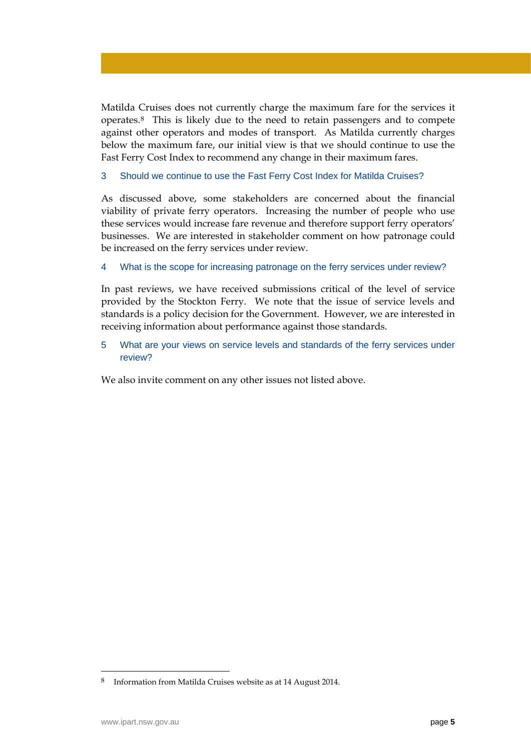Matilda Cruises does not currently charge the maximum fare for the services it operates.[8] This is likely due to the need to retain passengers and to compete against other operators and modes of transport. As Matilda currently charges below the maximum fare, our initial view is that we should continue to use the Fast Ferry Cost Index to recommend any change in their maximum fares.

3 Should we continue to use the Fast Ferry Cost Index for Matilda Cruises?

As discussed above, some stakeholders are concerned about the financial viability of private ferry operators. Increasing the number of people who use these services would increase fare revenue and therefore support ferry operators' businesses. We are interested in stakeholder comment on how patronage could be increased on the ferry services under review.

4 What is the scope for increasing patronage on the ferry services under review?

In past reviews, we have received submissions critical of the level of service provided by the Stockton Ferry. We note that the issue of service levels and standards is a policy decision for the Government. However, we are interested in receiving information about performance against those standards.

5 What are your views on service levels and standards of the ferry services under review?

We also invite comment on any other issues not listed above.

[8] Information from Matilda Cruises website as at 14 August 2014.